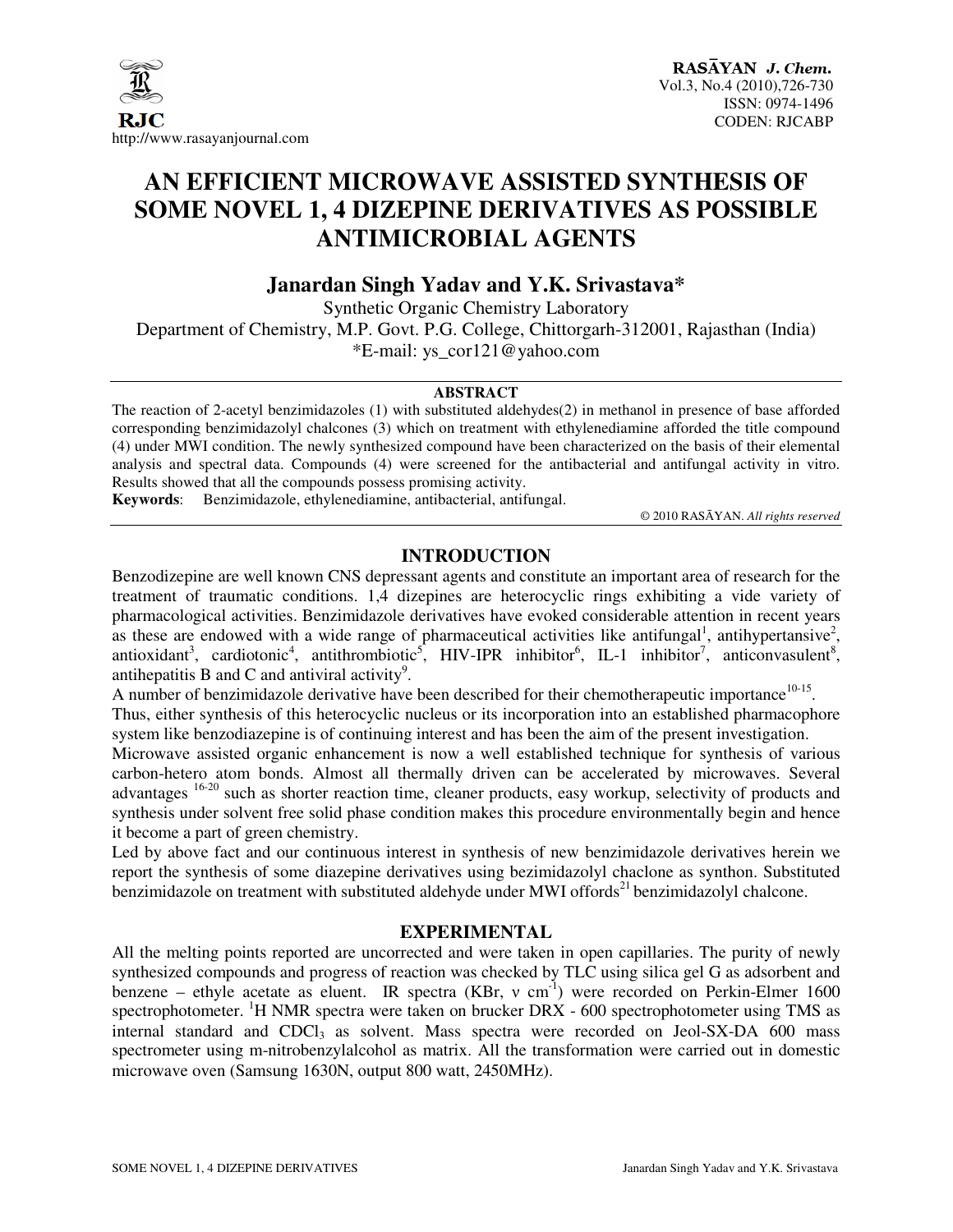# AN EFFICIENT MICROWAVE ASSISTED SYNTHESIS OF SOME NOVEL 1, 4 DIZEPINE DERIVATIVES AS POSSIBLE ANTIMICROBIAL AGENTS

**Janardan Singh Yadav and Y.K. Srivastava***

Synthetic Organic Chemistry Laboratory
Department of Chemistry, M.P. Govt. P.G. College, Chittorgarh-312001, Rajasthan (India)
*E-mail: ys_cor121@yahoo.com

## ABSTRACT

The reaction of 2-acetyl benzimidazoles (1) with substituted aldehydes(2) in methanol in presence of base afforded corresponding benzimidazolyl chalcones (3) which on treatment with ethylenediamine afforded the title compound (4) under MWI condition. The newly synthesized compound have been characterized on the basis of their elemental analysis and spectral data. Compounds (4) were screened for the antibacterial and antifungal activity in vitro. Results showed that all the compounds possess promising activity.

**Keywords**: Benzimidazole, ethylenediamine, antibacterial, antifungal.

© 2010 RASĀYAN. *All rights reserved*

## INTRODUCTION

Benzodizepine are well known CNS depressant agents and constitute an important area of research for the treatment of traumatic conditions. 1,4 dizepines are heterocyclic rings exhibiting a vide variety of pharmacological activities. Benzimidazole derivatives have evoked considerable attention in recent years as these are endowed with a wide range of pharmaceutical activities like antifungal[1], antihypertansive[2], antioxidant[3], cardiotonic[4], antithrombiotic[5], HIV-IPR inhibitor[6], IL-1 inhibitor[7], anticonvasulent[8], antihepatitis B and C and antiviral activity[9].

A number of benzimidazole derivative have been described for their chemotherapeutic importance[10-15].

Thus, either synthesis of this heterocyclic nucleus or its incorporation into an established pharmacophore system like benzodiazepine is of continuing interest and has been the aim of the present investigation.

Microwave assisted organic enhancement is now a well established technique for synthesis of various carbon-hetero atom bonds. Almost all thermally driven can be accelerated by microwaves. Several advantages [16-20] such as shorter reaction time, cleaner products, easy workup, selectivity of products and synthesis under solvent free solid phase condition makes this procedure environmentally begin and hence it become a part of green chemistry.

Led by above fact and our continuous interest in synthesis of new benzimidazole derivatives herein we report the synthesis of some diazepine derivatives using bezimidazolyl chaclone as synthon. Substituted benzimidazole on treatment with substituted aldehyde under MWI offords[21] benzimidazolyl chalcone.

## EXPERIMENTAL

All the melting points reported are uncorrected and were taken in open capillaries. The purity of newly synthesized compounds and progress of reaction was checked by TLC using silica gel G as adsorbent and benzene – ethyle acetate as eluent. IR spectra (KBr, $\nu$ $cm^{-1}$) were recorded on Perkin-Elmer 1600 spectrophotometer. $^1H$ NMR spectra were taken on brucker DRX - 600 spectrophotometer using TMS as internal standard and $CDCl_3$ as solvent. Mass spectra were recorded on Jeol-SX-DA 600 mass spectrometer using m-nitrobenzylalcohol as matrix. All the transformation were carried out in domestic microwave oven (Samsung 1630N, output 800 watt, 2450MHz).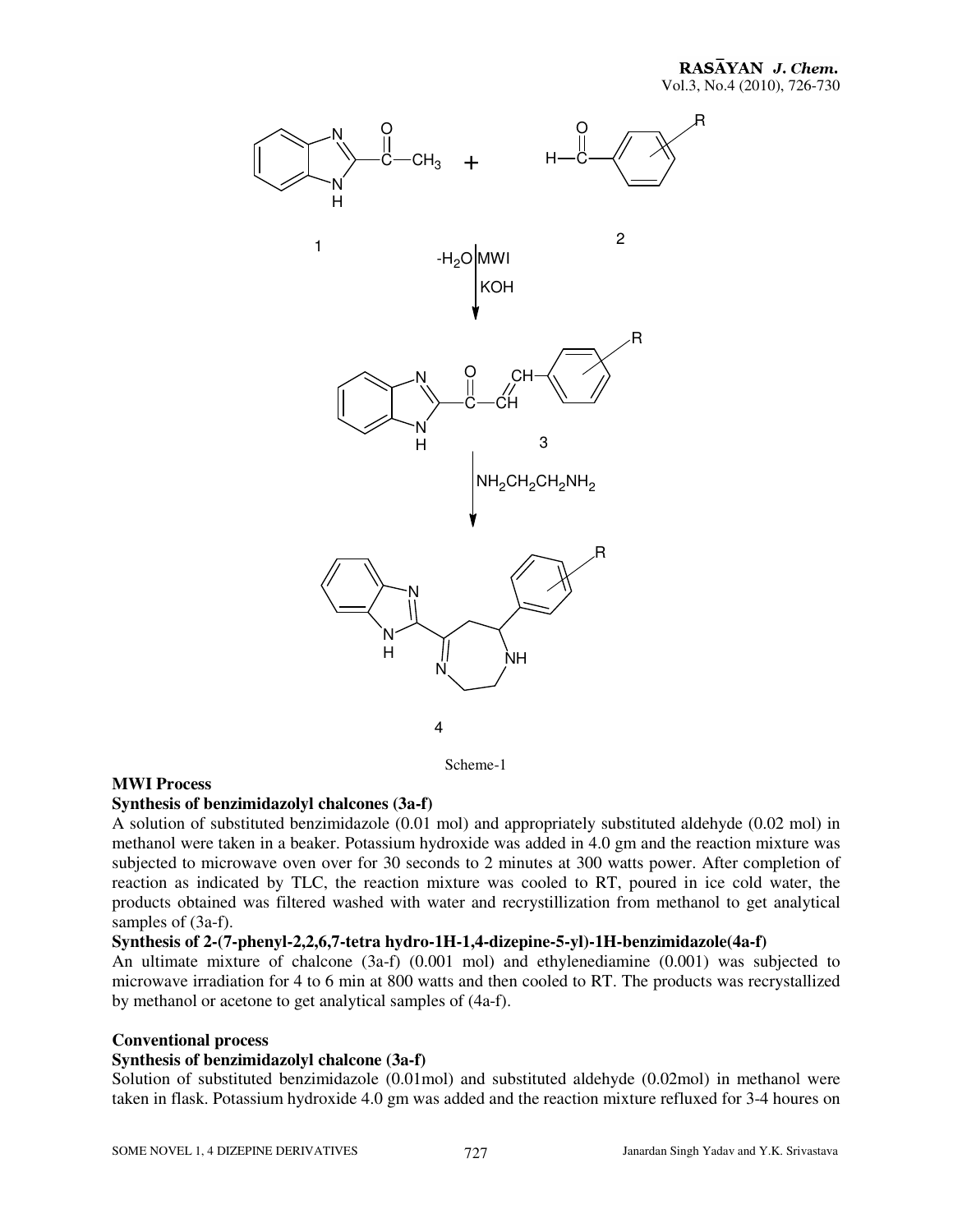Scheme-1

**MWI Process**

**Synthesis of benzimidazolyl chalcones (3a-f)**

A solution of substituted benzimidazole (0.01 mol) and appropriately substituted aldehyde (0.02 mol) in methanol were taken in a beaker. Potassium hydroxide was added in 4.0 gm and the reaction mixture was subjected to microwave oven over for 30 seconds to 2 minutes at 300 watts power. After completion of reaction as indicated by TLC, the reaction mixture was cooled to RT, poured in ice cold water, the products obtained was filtered washed with water and recrystillization from methanol to get analytical samples of (3a-f).

**Synthesis of 2-(7-phenyl-2,2,6,7-tetra hydro-1H-1,4-dizepine-5-yl)-1H-benzimidazole(4a-f)**

An ultimate mixture of chalcone (3a-f) (0.001 mol) and ethylenediamine (0.001) was subjected to microwave irradiation for 4 to 6 min at 800 watts and then cooled to RT. The products was recrystallized by methanol or acetone to get analytical samples of (4a-f).

**Conventional process**

**Synthesis of benzimidazolyl chalcone (3a-f)**

Solution of substituted benzimidazole (0.01mol) and substituted aldehyde (0.02mol) in methanol were taken in flask. Potassium hydroxide 4.0 gm was added and the reaction mixture refluxed for 3-4 houres on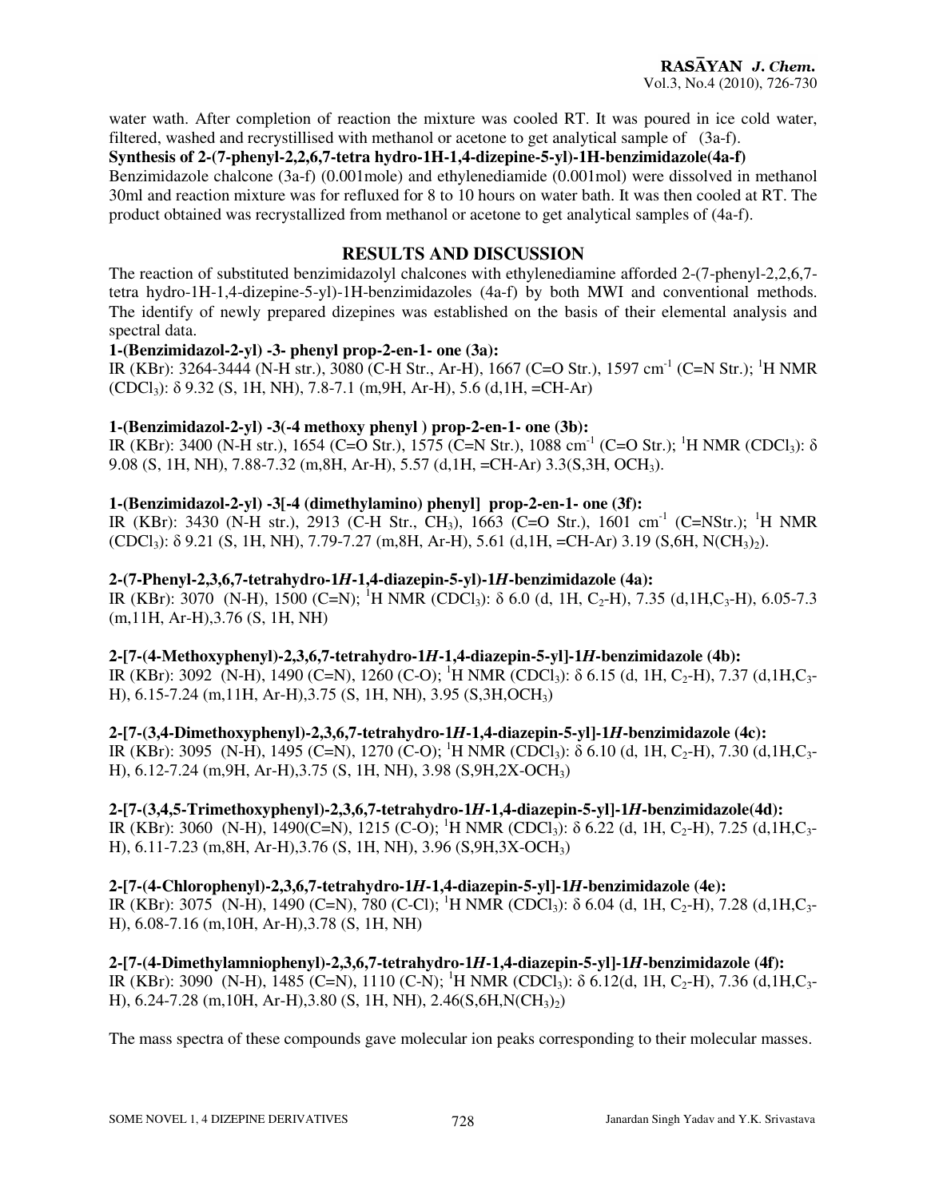water wath. After completion of reaction the mixture was cooled RT. It was poured in ice cold water, filtered, washed and recrystillised with methanol or acetone to get analytical sample of (3a-f).

**Synthesis of 2-(7-phenyl-2,2,6,7-tetra hydro-1H-1,4-dizepine-5-yl)-1H-benzimidazole(4a-f)**

Benzimidazole chalcone (3a-f) (0.001mole) and ethylenediamide (0.001mol) were dissolved in methanol 30ml and reaction mixture was for refluxed for 8 to 10 hours on water bath. It was then cooled at RT. The product obtained was recrystallized from methanol or acetone to get analytical samples of (4a-f).

## RESULTS AND DISCUSSION

The reaction of substituted benzimidazolyl chalcones with ethylenediamine afforded 2-(7-phenyl-2,2,6,7-tetra hydro-1H-1,4-dizepine-5-yl)-1H-benzimidazoles (4a-f) by both MWI and conventional methods. The identify of newly prepared dizepines was established on the basis of their elemental analysis and spectral data.

**1-(Benzimidazol-2-yl) -3- phenyl prop-2-en-1- one (3a):**

IR (KBr): 3264-3444 (N-H str.), 3080 (C-H Str., Ar-H), 1667 (C=O Str.), 1597 $cm^{-1}$ (C=N Str.); $^1H$ NMR ($CDCl_3$): δ 9.32 (S, 1H, NH), 7.8-7.1 (m,9H, Ar-H), 5.6 (d,1H, =CH-Ar)

**1-(Benzimidazol-2-yl) -3(-4 methoxy phenyl ) prop-2-en-1- one (3b):**

IR (KBr): 3400 (N-H str.), 1654 (C=O Str.), 1575 (C=N Str.), 1088 $cm^{-1}$ (C=O Str.); $^1H$ NMR ($CDCl_3$): δ 9.08 (S, 1H, NH), 7.88-7.32 (m,8H, Ar-H), 5.57 (d,1H, =CH-Ar) 3.3(S,3H, $OCH_3$).

**1-(Benzimidazol-2-yl) -3[-4 (dimethylamino) phenyl] prop-2-en-1- one (3f):**

IR (KBr): 3430 (N-H str.), 2913 (C-H Str., $CH_3$), 1663 (C=O Str.), 1601 $cm^{-1}$ (C=NStr.); $^1H$ NMR ($CDCl_3$): δ 9.21 (S, 1H, NH), 7.79-7.27 (m,8H, Ar-H), 5.61 (d,1H, =CH-Ar) 3.19 (S,6H, $N(CH_3)_2$).

**2-(7-Phenyl-2,3,6,7-tetrahydro-1*H*-1,4-diazepin-5-yl)-1*H*-benzimidazole (4a):**

IR (KBr): 3070 (N-H), 1500 (C=N); $^1H$ NMR ($CDCl_3$): δ 6.0 (d, 1H, $C_2$-H), 7.35 (d,1H,$C_3$-H), 6.05-7.3 (m,11H, Ar-H),3.76 (S, 1H, NH)

**2-[7-(4-Methoxyphenyl)-2,3,6,7-tetrahydro-1*H*-1,4-diazepin-5-yl]-1*H*-benzimidazole (4b):**

IR (KBr): 3092 (N-H), 1490 (C=N), 1260 (C-O); $^1H$ NMR ($CDCl_3$): δ 6.15 (d, 1H, $C_2$-H), 7.37 (d,1H,$C_3$-H), 6.15-7.24 (m,11H, Ar-H),3.75 (S, 1H, NH), 3.95 (S,3H,$OCH_3$)

**2-[7-(3,4-Dimethoxyphenyl)-2,3,6,7-tetrahydro-1*H*-1,4-diazepin-5-yl]-1*H*-benzimidazole (4c):**

IR (KBr): 3095 (N-H), 1495 (C=N), 1270 (C-O); $^1H$ NMR ($CDCl_3$): δ 6.10 (d, 1H, $C_2$-H), 7.30 (d,1H,$C_3$-H), 6.12-7.24 (m,9H, Ar-H),3.75 (S, 1H, NH), 3.98 (S,9H,2X-$OCH_3$)

**2-[7-(3,4,5-Trimethoxyphenyl)-2,3,6,7-tetrahydro-1*H*-1,4-diazepin-5-yl]-1*H*-benzimidazole(4d):**

IR (KBr): 3060 (N-H), 1490(C=N), 1215 (C-O); $^1H$ NMR ($CDCl_3$): δ 6.22 (d, 1H, $C_2$-H), 7.25 (d,1H,$C_3$-H), 6.11-7.23 (m,8H, Ar-H),3.76 (S, 1H, NH), 3.96 (S,9H,3X-$OCH_3$)

**2-[7-(4-Chlorophenyl)-2,3,6,7-tetrahydro-1*H*-1,4-diazepin-5-yl]-1*H*-benzimidazole (4e):**

IR (KBr): 3075 (N-H), 1490 (C=N), 780 (C-Cl); $^1H$ NMR ($CDCl_3$): δ 6.04 (d, 1H, $C_2$-H), 7.28 (d,1H,$C_3$-H), 6.08-7.16 (m,10H, Ar-H),3.78 (S, 1H, NH)

**2-[7-(4-Dimethylamniophenyl)-2,3,6,7-tetrahydro-1*H*-1,4-diazepin-5-yl]-1*H*-benzimidazole (4f):**

IR (KBr): 3090 (N-H), 1485 (C=N), 1110 (C-N); $^1H$ NMR ($CDCl_3$): δ 6.12(d, 1H, $C_2$-H), 7.36 (d,1H,$C_3$-H), 6.24-7.28 (m,10H, Ar-H),3.80 (S, 1H, NH), 2.46(S,6H,$N(CH_3)_2$)

The mass spectra of these compounds gave molecular ion peaks corresponding to their molecular masses.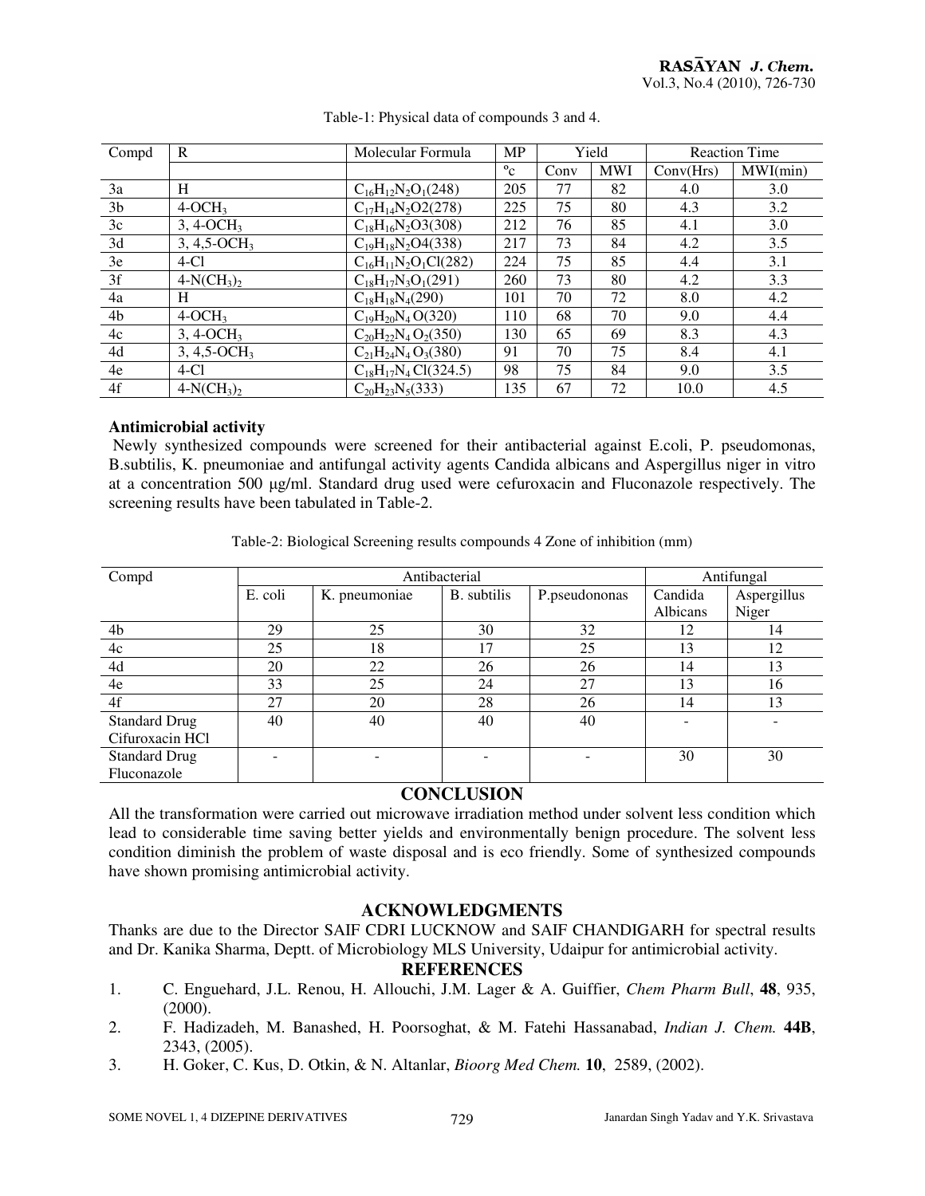Table-1: Physical data of compounds 3 and 4.

| Compd | R | Molecular Formula | MP | Yield | | Reaction Time | |
|---|---|---|---|---|---|---|---|
| | | | °c | Conv | MWI | Conv(Hrs) | MWI(min) |
| 3a | H | $C_{16}H_{12}N_2O_1$(248) | 205 | 77 | 82 | 4.0 | 3.0 |
| 3b | 4-$OCH_3$ | $C_{17}H_{14}N_2O2$(278) | 225 | 75 | 80 | 4.3 | 3.2 |
| 3c | 3, 4-$OCH_3$ | $C_{18}H_{16}N_2O3$(308) | 212 | 76 | 85 | 4.1 | 3.0 |
| 3d | 3, 4,5-$OCH_3$ | $C_{19}H_{18}N_2O4$(338) | 217 | 73 | 84 | 4.2 | 3.5 |
| 3e | 4-Cl | $C_{16}H_{11}N_2O_1Cl$(282) | 224 | 75 | 85 | 4.4 | 3.1 |
| 3f | 4-$N(CH_3)_2$ | $C_{18}H_{17}N_3O_1$(291) | 260 | 73 | 80 | 4.2 | 3.3 |
| 4a | H | $C_{18}H_{18}N_4$(290) | 101 | 70 | 72 | 8.0 | 4.2 |
| 4b | 4-$OCH_3$ | $C_{19}H_{20}N_4O$(320) | 110 | 68 | 70 | 9.0 | 4.4 |
| 4c | 3, 4-$OCH_3$ | $C_{20}H_{22}N_4O_2$(350) | 130 | 65 | 69 | 8.3 | 4.3 |
| 4d | 3, 4,5-$OCH_3$ | $C_{21}H_{24}N_4O_3$(380) | 91 | 70 | 75 | 8.4 | 4.1 |
| 4e | 4-Cl | $C_{18}H_{17}N_4Cl$(324.5) | 98 | 75 | 84 | 9.0 | 3.5 |
| 4f | 4-$N(CH_3)_2$ | $C_{20}H_{23}N_5$(333) | 135 | 67 | 72 | 10.0 | 4.5 |

## Antimicrobial activity

Newly synthesized compounds were screened for their antibacterial against E.coli, P. pseudomonas, B.subtilis, K. pneumoniae and antifungal activity agents Candida albicans and Aspergillus niger in vitro at a concentration 500 μg/ml. Standard drug used were cefuroxacin and Fluconazole respectively. The screening results have been tabulated in Table-2.

Table-2: Biological Screening results compounds 4 Zone of inhibition (mm)

| Compd | Antibacterial | | | | Antifungal | |
|---|---|---|---|---|---|---|
| | E. coli | K. pneumoniae | B. subtilis | P.pseudononas | Candida Albicans | Aspergillus Niger |
| 4b | 29 | 25 | 30 | 32 | 12 | 14 |
| 4c | 25 | 18 | 17 | 25 | 13 | 12 |
| 4d | 20 | 22 | 26 | 26 | 14 | 13 |
| 4e | 33 | 25 | 24 | 27 | 13 | 16 |
| 4f | 27 | 20 | 28 | 26 | 14 | 13 |
| Standard Drug Cifuroxacin HCl | 40 | 40 | 40 | 40 | - | - |
| Standard Drug Fluconazole | - | - | - | - | 30 | 30 |

## CONCLUSION

All the transformation were carried out microwave irradiation method under solvent less condition which lead to considerable time saving better yields and environmentally benign procedure. The solvent less condition diminish the problem of waste disposal and is eco friendly. Some of synthesized compounds have shown promising antimicrobial activity.

## ACKNOWLEDGMENTS

Thanks are due to the Director SAIF CDRI LUCKNOW and SAIF CHANDIGARH for spectral results and Dr. Kanika Sharma, Deptt. of Microbiology MLS University, Udaipur for antimicrobial activity.

## REFERENCES

1. C. Enguehard, J.L. Renou, H. Allouchi, J.M. Lager & A. Guiffier, *Chem Pharm Bull*, **48**, 935, (2000).
2. F. Hadizadeh, M. Banashed, H. Poorsoghat, & M. Fatehi Hassanabad, *Indian J. Chem.* **44B**, 2343, (2005).
3. H. Goker, C. Kus, D. Otkin, & N. Altanlar, *Bioorg Med Chem.* **10**, 2589, (2002).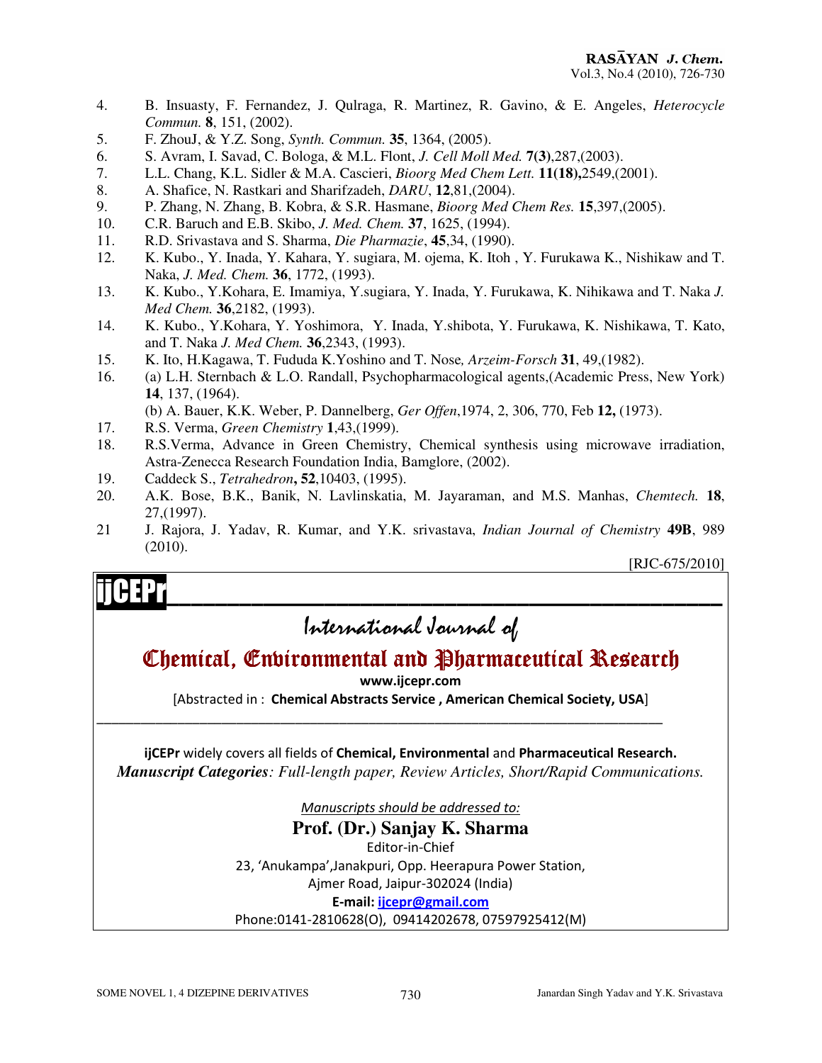4. B. Insuasty, F. Fernandez, J. Qulraga, R. Martinez, R. Gavino, & E. Angeles, *Heterocycle Commun.* **8**, 151, (2002).
5. F. ZhouJ, & Y.Z. Song, *Synth. Commun.* **35**, 1364, (2005).
6. S. Avram, I. Savad, C. Bologa, & M.L. Flont, *J. Cell Moll Med.* **7(3)**,287,(2003).
7. L.L. Chang, K.L. Sidler & M.A. Cascieri, *Bioorg Med Chem Lett.* **11(18),**2549,(2001).
8. A. Shafice, N. Rastkari and Sharifzadeh, *DARU*, **12**,81,(2004).
9. P. Zhang, N. Zhang, B. Kobra, & S.R. Hasmane, *Bioorg Med Chem Res.* **15**,397,(2005).
10. C.R. Baruch and E.B. Skibo, *J. Med. Chem.* **37**, 1625, (1994).
11. R.D. Srivastava and S. Sharma, *Die Pharmazie*, **45**,34, (1990).
12. K. Kubo., Y. Inada, Y. Kahara, Y. sugiara, M. ojema, K. Itoh , Y. Furukawa K., Nishikaw and T. Naka, *J. Med. Chem.* **36**, 1772, (1993).
13. K. Kubo., Y.Kohara, E. Imamiya, Y.sugiara, Y. Inada, Y. Furukawa, K. Nihikawa and T. Naka *J. Med Chem.* **36**,2182, (1993).
14. K. Kubo., Y.Kohara, Y. Yoshimora, Y. Inada, Y.shibota, Y. Furukawa, K. Nishikawa, T. Kato, and T. Naka *J. Med Chem.* **36**,2343, (1993).
15. K. Ito, H.Kagawa, T. Fududa K.Yoshino and T. Nose*, Arzeim-Forsch* **31**, 49,(1982).
16. (a) L.H. Sternbach & L.O. Randall, Psychopharmacological agents,(Academic Press, New York) **14**, 137, (1964).

    (b) A. Bauer, K.K. Weber, P. Dannelberg, *Ger Offen*,1974, 2, 306, 770, Feb **12,** (1973).
17. R.S. Verma, *Green Chemistry* **1**,43,(1999).
18. R.S.Verma, Advance in Green Chemistry, Chemical synthesis using microwave irradiation, Astra-Zenecca Research Foundation India, Bamglore, (2002).
19. Caddeck S., *Tetrahedron***, 52**,10403, (1995).
20. A.K. Bose, B.K., Banik, N. Lavlinskatia, M. Jayaraman, and M.S. Manhas, *Chemtech.* **18**, 27,(1997).
21. J. Rajora, J. Yadav, R. Kumar, and Y.K. srivastava, *Indian Journal of Chemistry* **49B**, 989 (2010).

[RJC-675/2010]

**ijCEPr**

## International Journal of Chemical, Environmental and Pharmaceutical Research

**www.ijcepr.com**

[Abstracted in : **Chemical Abstracts Service , American Chemical Society, USA**]

**ijCEPr** widely covers all fields of **Chemical, Environmental** and **Pharmaceutical Research.**

***Manuscript Categories****: Full-length paper, Review Articles, Short/Rapid Communications.*

*Manuscripts should be addressed to:*

**Prof. (Dr.) Sanjay K. Sharma**

Editor-in-Chief

23, 'Anukampa',Janakpuri, Opp. Heerapura Power Station,

Ajmer Road, Jaipur-302024 (India)

**E-mail: ijcepr@gmail.com**

Phone:0141-2810628(O), 09414202678, 07597925412(M)